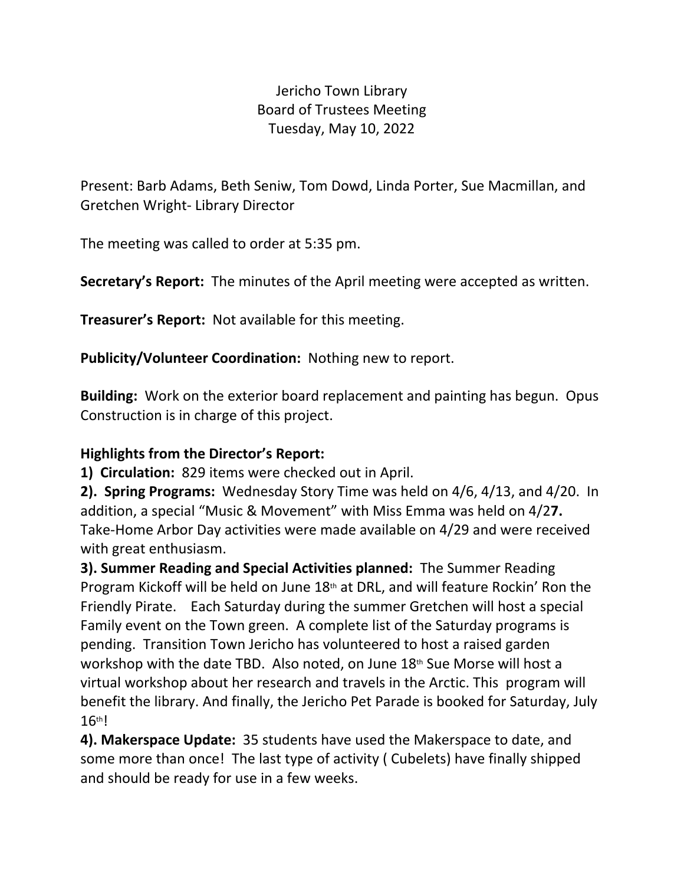Jericho Town Library
Board of Trustees Meeting
Tuesday, May 10, 2022

Present: Barb Adams, Beth Seniw, Tom Dowd, Linda Porter, Sue Macmillan, and Gretchen Wright- Library Director

The meeting was called to order at 5:35 pm.

**Secretary's Report:** The minutes of the April meeting were accepted as written.

**Treasurer's Report:** Not available for this meeting.

**Publicity/Volunteer Coordination:** Nothing new to report.

**Building:** Work on the exterior board replacement and painting has begun. Opus Construction is in charge of this project.

**Highlights from the Director's Report:**

**1) Circulation:** 829 items were checked out in April.

**2). Spring Programs:** Wednesday Story Time was held on 4/6, 4/13, and 4/20. In addition, a special "Music & Movement" with Miss Emma was held on 4/2**7.** Take-Home Arbor Day activities were made available on 4/29 and were received with great enthusiasm.

**3). Summer Reading and Special Activities planned:** The Summer Reading Program Kickoff will be held on June 18th at DRL, and will feature Rockin' Ron the Friendly Pirate. Each Saturday during the summer Gretchen will host a special Family event on the Town green. A complete list of the Saturday programs is pending. Transition Town Jericho has volunteered to host a raised garden workshop with the date TBD. Also noted, on June 18th Sue Morse will host a virtual workshop about her research and travels in the Arctic. This program will benefit the library. And finally, the Jericho Pet Parade is booked for Saturday, July 16th!

**4). Makerspace Update:** 35 students have used the Makerspace to date, and some more than once! The last type of activity ( Cubelets) have finally shipped and should be ready for use in a few weeks.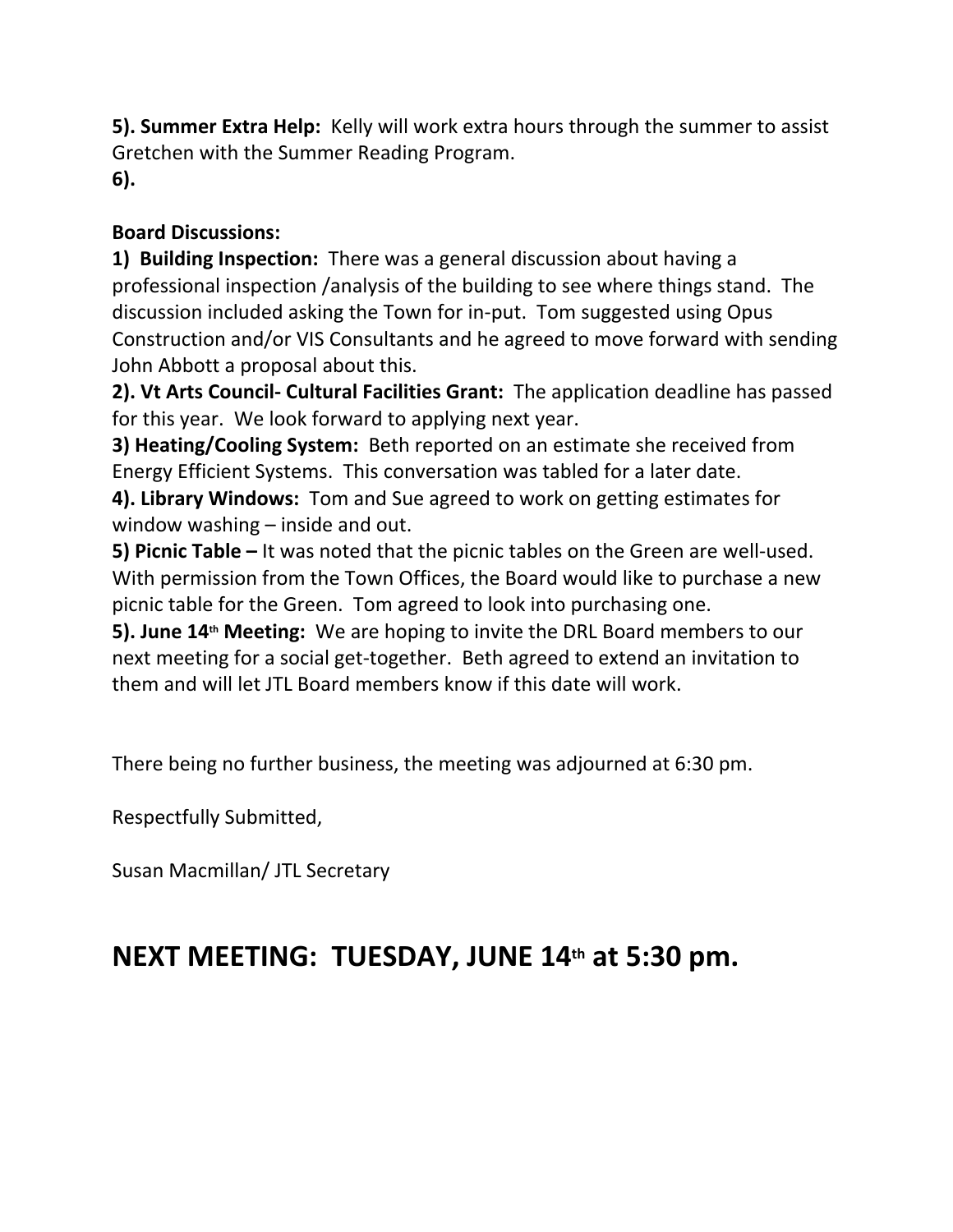**5). Summer Extra Help:** Kelly will work extra hours through the summer to assist Gretchen with the Summer Reading Program.
**6).**

**Board Discussions:**
**1) Building Inspection:** There was a general discussion about having a professional inspection /analysis of the building to see where things stand. The discussion included asking the Town for in-put. Tom suggested using Opus Construction and/or VIS Consultants and he agreed to move forward with sending John Abbott a proposal about this.
**2). Vt Arts Council- Cultural Facilities Grant:** The application deadline has passed for this year. We look forward to applying next year.
**3) Heating/Cooling System:** Beth reported on an estimate she received from Energy Efficient Systems. This conversation was tabled for a later date.
**4). Library Windows:** Tom and Sue agreed to work on getting estimates for window washing – inside and out.
**5) Picnic Table –** It was noted that the picnic tables on the Green are well-used. With permission from the Town Offices, the Board would like to purchase a new picnic table for the Green. Tom agreed to look into purchasing one.
**5). June 14th Meeting:** We are hoping to invite the DRL Board members to our next meeting for a social get-together. Beth agreed to extend an invitation to them and will let JTL Board members know if this date will work.

There being no further business, the meeting was adjourned at 6:30 pm.

Respectfully Submitted,

Susan Macmillan/ JTL Secretary

## NEXT MEETING: TUESDAY, JUNE 14th at 5:30 pm.